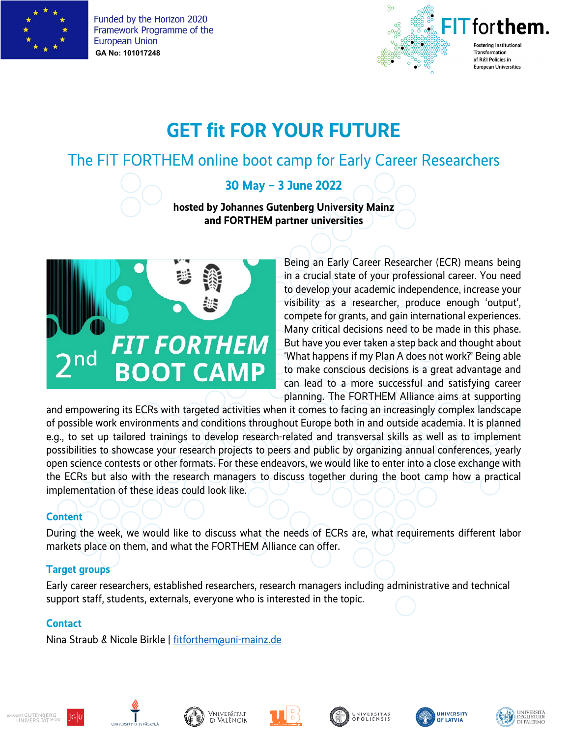Funded by the Horizon 2020 Framework Programme of the European Union
**GA No: 101017248**

FIT forthem. Fostering Institutional Transformation of R&I Policies in European Universities

# GET fit FOR YOUR FUTURE

## The FIT FORTHEM online boot camp for Early Career Researchers

### 30 May – 3 June 2022

**hosted by Johannes Gutenberg University Mainz and FORTHEM partner universities**

2nd FIT FORTHEM BOOT CAMP

Being an Early Career Researcher (ECR) means being in a crucial state of your professional career. You need to develop your academic independence, increase your visibility as a researcher, produce enough 'output', compete for grants, and gain international experiences. Many critical decisions need to be made in this phase. But have you ever taken a step back and thought about 'What happens if my Plan A does not work?' Being able to make conscious decisions is a great advantage and can lead to a more successful and satisfying career planning. The FORTHEM Alliance aims at supporting and empowering its ECRs with targeted activities when it comes to facing an increasingly complex landscape of possible work environments and conditions throughout Europe both in and outside academia. It is planned e.g., to set up tailored trainings to develop research-related and transversal skills as well as to implement possibilities to showcase your research projects to peers and public by organizing annual conferences, yearly open science contests or other formats. For these endeavors, we would like to enter into a close exchange with the ECRs but also with the research managers to discuss together during the boot camp how a practical implementation of these ideas could look like.

### Content

During the week, we would like to discuss what the needs of ECRs are, what requirements different labor markets place on them, and what the FORTHEM Alliance can offer.

### Target groups

Early career researchers, established researchers, research managers including administrative and technical support staff, students, externals, everyone who is interested in the topic.

### Contact

Nina Straub & Nicole Birkle | fitforthem@uni-mainz.de

Johannes Gutenberg Universität Mainz | University of Jyväskylä | Universitat de València | Université de Bourgogne | Universitas Opoliensis | University of Latvia | Università degli Studi di Palermo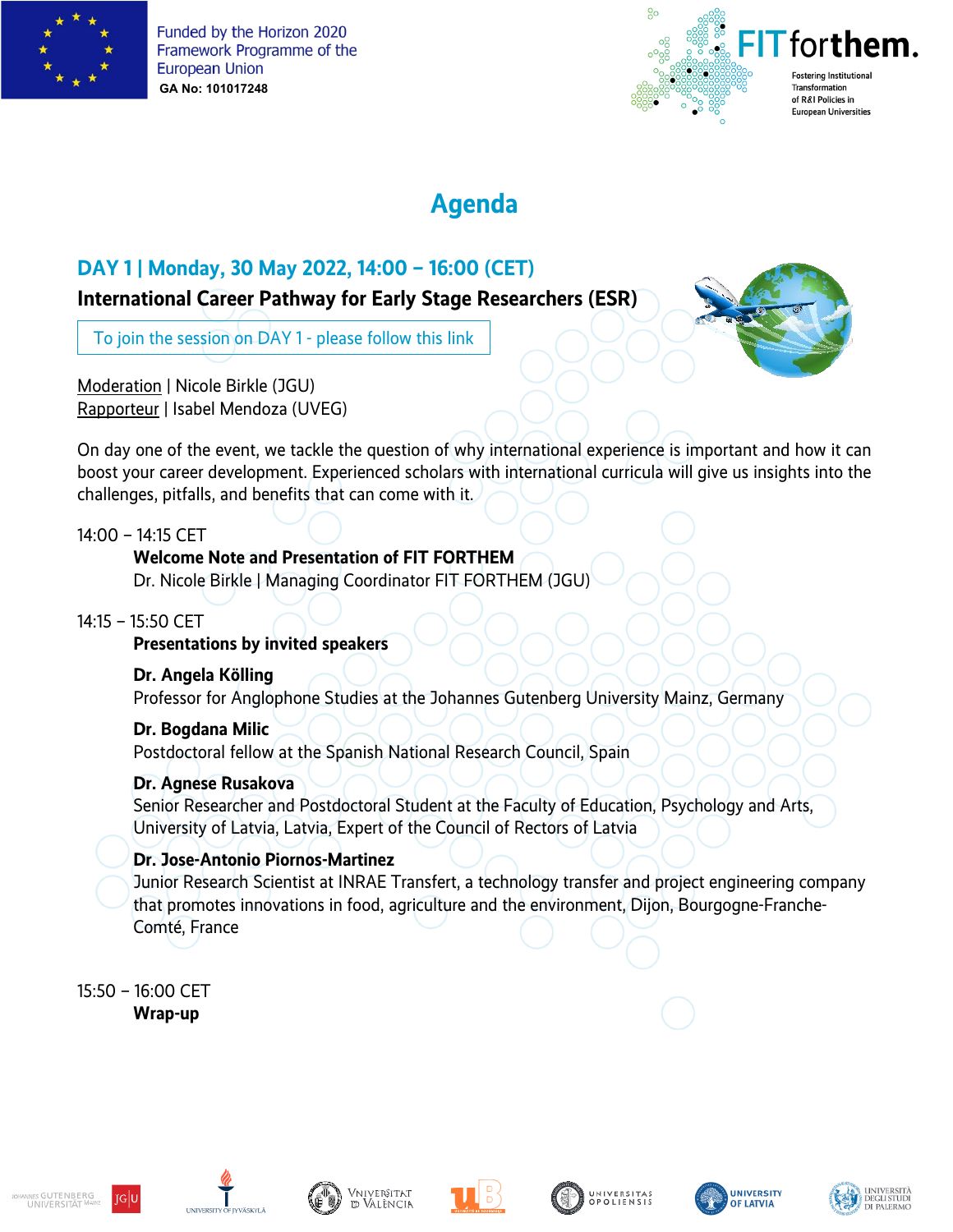Funded by the Horizon 2020 Framework Programme of the European Union
**GA No: 101017248**

# Agenda

## DAY 1 | Monday, 30 May 2022, 14:00 – 16:00 (CET)

### International Career Pathway for Early Stage Researchers (ESR)

To join the session on DAY 1 - please follow this link

Moderation | Nicole Birkle (JGU)
Rapporteur | Isabel Mendoza (UVEG)

On day one of the event, we tackle the question of why international experience is important and how it can boost your career development. Experienced scholars with international curricula will give us insights into the challenges, pitfalls, and benefits that can come with it.

14:00 – 14:15 CET

**Welcome Note and Presentation of FIT FORTHEM**
Dr. Nicole Birkle | Managing Coordinator FIT FORTHEM (JGU)

14:15 – 15:50 CET

**Presentations by invited speakers**

**Dr. Angela Kölling**
Professor for Anglophone Studies at the Johannes Gutenberg University Mainz, Germany

**Dr. Bogdana Milic**
Postdoctoral fellow at the Spanish National Research Council, Spain

**Dr. Agnese Rusakova**
Senior Researcher and Postdoctoral Student at the Faculty of Education, Psychology and Arts, University of Latvia, Latvia, Expert of the Council of Rectors of Latvia

**Dr. Jose-Antonio Piornos-Martinez**
Junior Research Scientist at INRAE Transfert, a technology transfer and project engineering company that promotes innovations in food, agriculture and the environment, Dijon, Bourgogne-Franche-Comté, France

15:50 – 16:00 CET

**Wrap-up**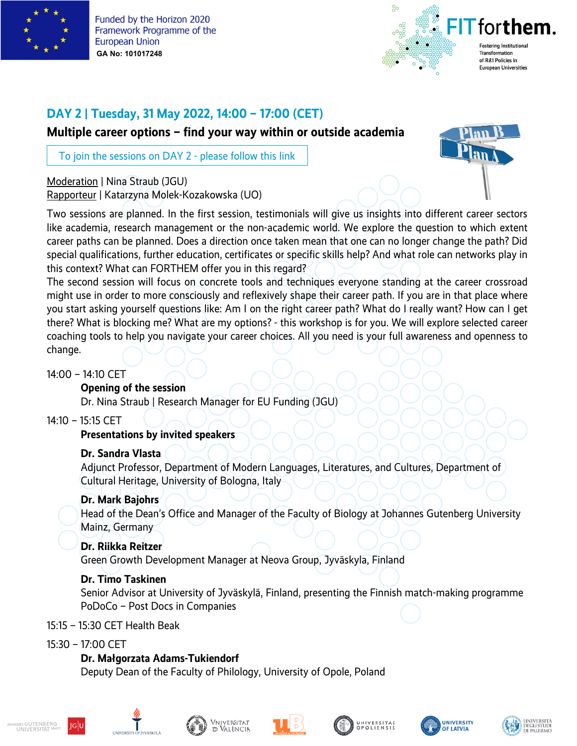## DAY 2 | Tuesday, 31 May 2022, 14:00 – 17:00 (CET)

### Multiple career options – find your way within or outside academia

To join the sessions on DAY 2 - please follow this link

Moderation | Nina Straub (JGU)
Rapporteur | Katarzyna Molek-Kozakowska (UO)

Two sessions are planned. In the first session, testimonials will give us insights into different career sectors like academia, research management or the non-academic world. We explore the question to which extent career paths can be planned. Does a direction once taken mean that one can no longer change the path? Did special qualifications, further education, certificates or specific skills help? And what role can networks play in this context? What can FORTHEM offer you in this regard?
The second session will focus on concrete tools and techniques everyone standing at the career crossroad might use in order to more consciously and reflexively shape their career path. If you are in that place where you start asking yourself questions like: Am I on the right career path? What do I really want? How can I get there? What is blocking me? What are my options? - this workshop is for you. We will explore selected career coaching tools to help you navigate your career choices. All you need is your full awareness and openness to change.

14:00 – 14:10 CET

**Opening of the session**
Dr. Nina Straub | Research Manager for EU Funding (JGU)

14:10 – 15:15 CET

**Presentations by invited speakers**

**Dr. Sandra Vlasta**
Adjunct Professor, Department of Modern Languages, Literatures, and Cultures, Department of Cultural Heritage, University of Bologna, Italy

**Dr. Mark Bajohrs**
Head of the Dean's Office and Manager of the Faculty of Biology at Johannes Gutenberg University Mainz, Germany

**Dr. Riikka Reitzer**
Green Growth Development Manager at Neova Group, Jyväskyla, Finland

**Dr. Timo Taskinen**
Senior Advisor at University of Jyväskylä, Finland, presenting the Finnish match-making programme PoDoCo – Post Docs in Companies

15:15 – 15:30 CET Health Beak

15:30 – 17:00 CET

**Dr. Małgorzata Adams-Tukiendorf**
Deputy Dean of the Faculty of Philology, University of Opole, Poland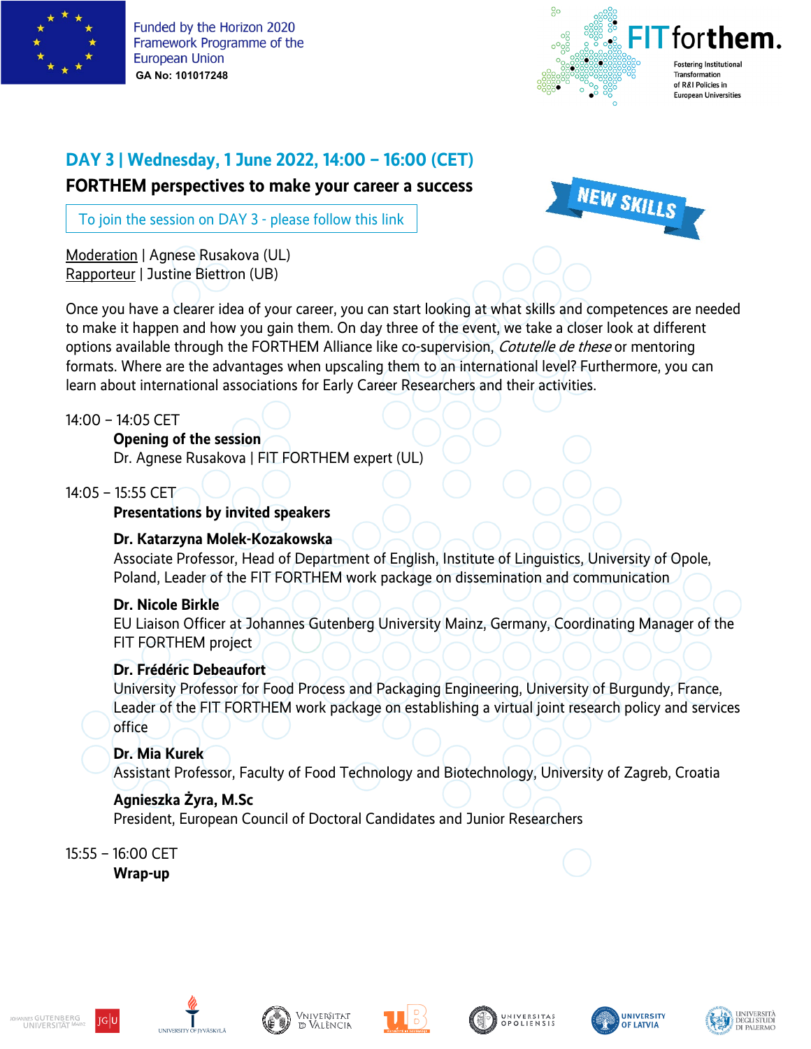## DAY 3 | Wednesday, 1 June 2022, 14:00 – 16:00 (CET)

**FORTHEM perspectives to make your career a success**

NEW SKILLS

To join the session on DAY 3 - please follow this link

Moderation | Agnese Rusakova (UL)
Rapporteur | Justine Biettron (UB)

Once you have a clearer idea of your career, you can start looking at what skills and competences are needed to make it happen and how you gain them. On day three of the event, we take a closer look at different options available through the FORTHEM Alliance like co-supervision, *Cotutelle de these* or mentoring formats. Where are the advantages when upscaling them to an international level? Furthermore, you can learn about international associations for Early Career Researchers and their activities.

14:00 – 14:05 CET
**Opening of the session**
Dr. Agnese Rusakova | FIT FORTHEM expert (UL)

14:05 – 15:55 CET
**Presentations by invited speakers**

**Dr. Katarzyna Molek-Kozakowska**
Associate Professor, Head of Department of English, Institute of Linguistics, University of Opole, Poland, Leader of the FIT FORTHEM work package on dissemination and communication

**Dr. Nicole Birkle**
EU Liaison Officer at Johannes Gutenberg University Mainz, Germany, Coordinating Manager of the FIT FORTHEM project

**Dr. Frédéric Debeaufort**
University Professor for Food Process and Packaging Engineering, University of Burgundy, France, Leader of the FIT FORTHEM work package on establishing a virtual joint research policy and services office

**Dr. Mia Kurek**
Assistant Professor, Faculty of Food Technology and Biotechnology, University of Zagreb, Croatia

**Agnieszka Żyra, M.Sc**
President, European Council of Doctoral Candidates and Junior Researchers

15:55 – 16:00 CET
**Wrap-up**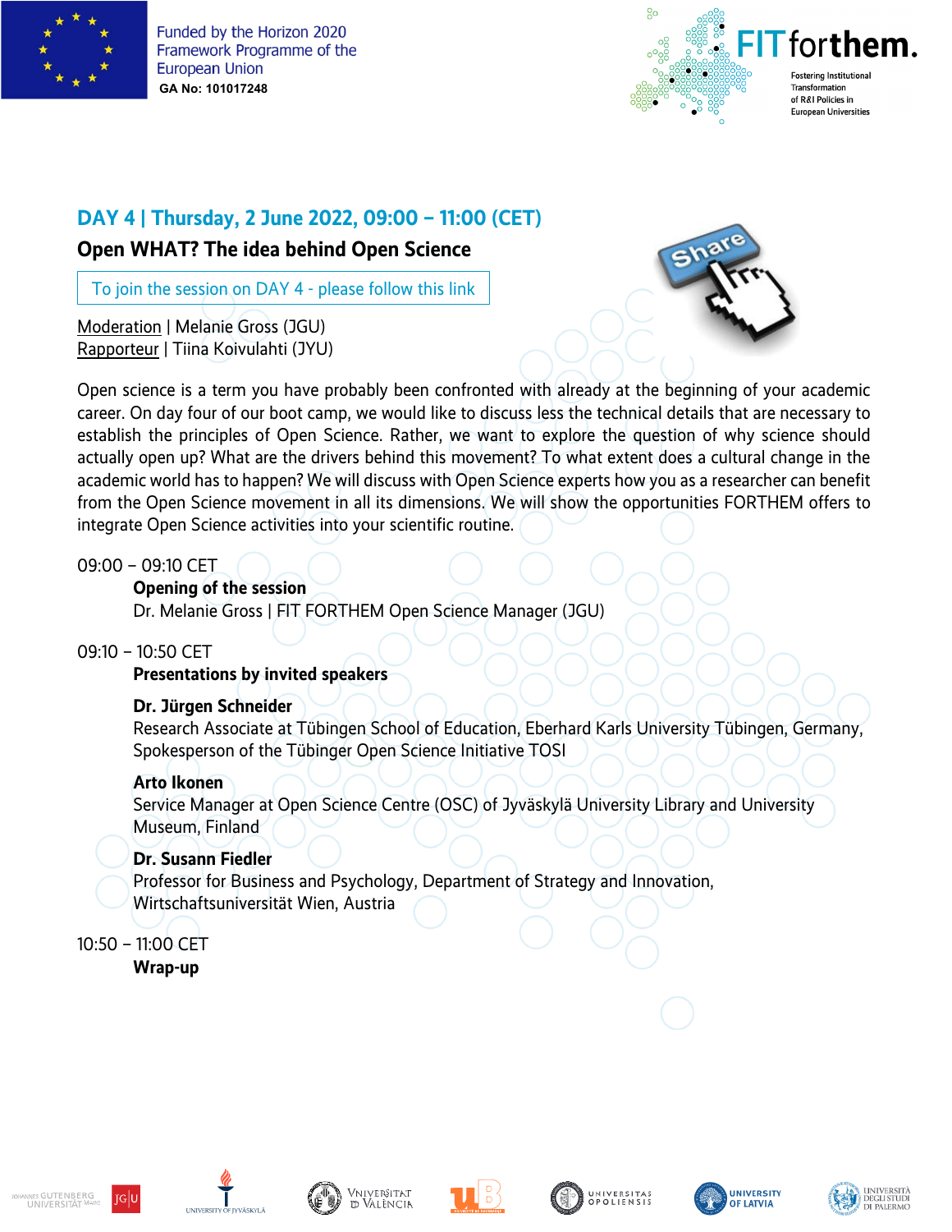## DAY 4 | Thursday, 2 June 2022, 09:00 – 11:00 (CET)

### Open WHAT? The idea behind Open Science

To join the session on DAY 4 - please follow this link

Moderation | Melanie Gross (JGU)
Rapporteur | Tiina Koivulahti (JYU)

Open science is a term you have probably been confronted with already at the beginning of your academic career. On day four of our boot camp, we would like to discuss less the technical details that are necessary to establish the principles of Open Science. Rather, we want to explore the question of why science should actually open up? What are the drivers behind this movement? To what extent does a cultural change in the academic world has to happen? We will discuss with Open Science experts how you as a researcher can benefit from the Open Science movement in all its dimensions. We will show the opportunities FORTHEM offers to integrate Open Science activities into your scientific routine.

09:00 – 09:10 CET

**Opening of the session**
Dr. Melanie Gross | FIT FORTHEM Open Science Manager (JGU)

09:10 – 10:50 CET

**Presentations by invited speakers**

**Dr. Jürgen Schneider**
Research Associate at Tübingen School of Education, Eberhard Karls University Tübingen, Germany, Spokesperson of the Tübinger Open Science Initiative TOSI

**Arto Ikonen**
Service Manager at Open Science Centre (OSC) of Jyväskylä University Library and University Museum, Finland

**Dr. Susann Fiedler**
Professor for Business and Psychology, Department of Strategy and Innovation, Wirtschaftsuniversität Wien, Austria

10:50 – 11:00 CET

**Wrap-up**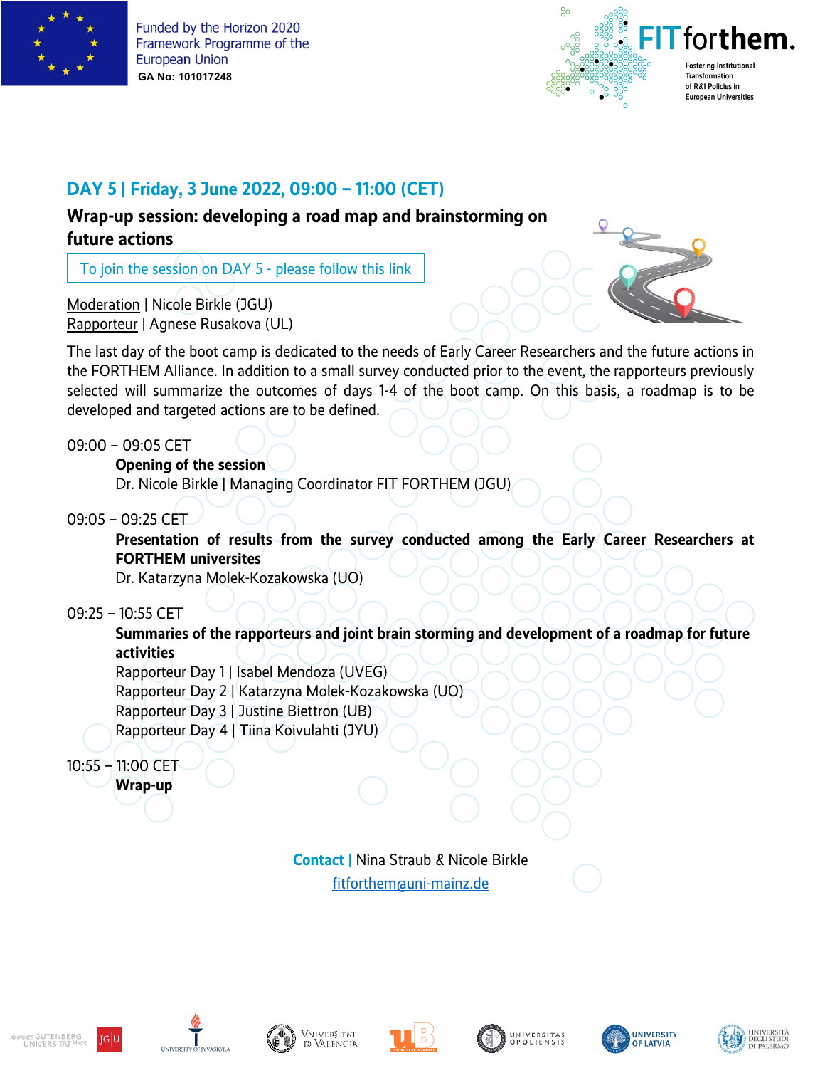Funded by the Horizon 2020 Framework Programme of the European Union
GA No: 101017248

FIT forthem.
Fostering Institutional Transformation of R&I Policies in European Universities

## DAY 5 | Friday, 3 June 2022, 09:00 – 11:00 (CET)

### Wrap-up session: developing a road map and brainstorming on future actions

To join the session on DAY 5 - please follow this link

Moderation | Nicole Birkle (JGU)
Rapporteur | Agnese Rusakova (UL)

The last day of the boot camp is dedicated to the needs of Early Career Researchers and the future actions in the FORTHEM Alliance. In addition to a small survey conducted prior to the event, the rapporteurs previously selected will summarize the outcomes of days 1-4 of the boot camp. On this basis, a roadmap is to be developed and targeted actions are to be defined.

09:00 – 09:05 CET
**Opening of the session**
Dr. Nicole Birkle | Managing Coordinator FIT FORTHEM (JGU)

09:05 – 09:25 CET
**Presentation of results from the survey conducted among the Early Career Researchers at FORTHEM universities**
Dr. Katarzyna Molek-Kozakowska (UO)

09:25 – 10:55 CET
**Summaries of the rapporteurs and joint brain storming and development of a roadmap for future activities**
Rapporteur Day 1 | Isabel Mendoza (UVEG)
Rapporteur Day 2 | Katarzyna Molek-Kozakowska (UO)
Rapporteur Day 3 | Justine Biettron (UB)
Rapporteur Day 4 | Tiina Koivulahti (JYU)

10:55 – 11:00 CET
**Wrap-up**

**Contact |** Nina Straub & Nicole Birkle
fitforthem@uni-mainz.de